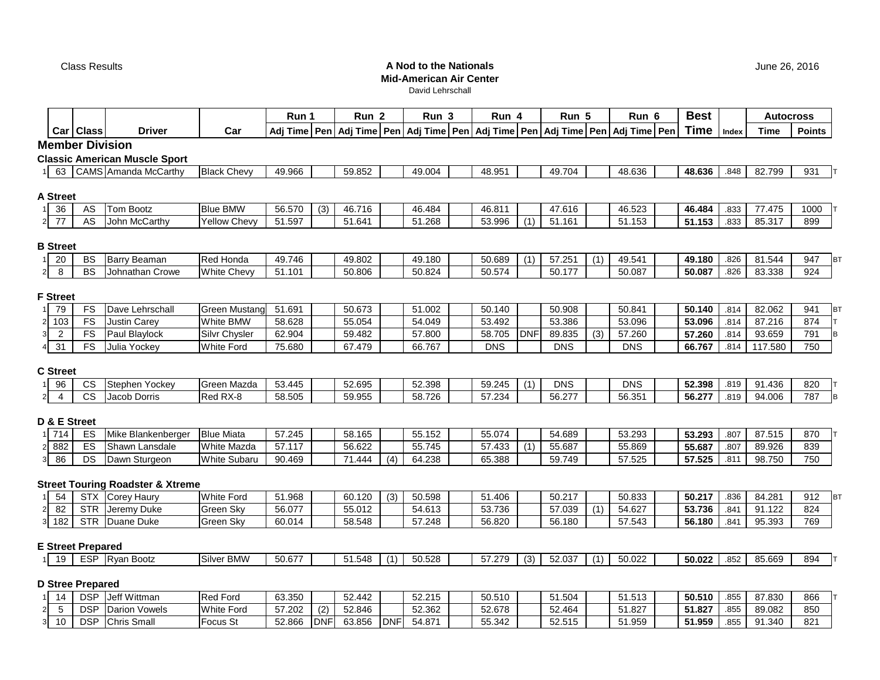Class Results

**A Nod to the Nationals**
**Mid-American Air Center**
David Lehrschall

June 26, 2016

| | Car | Class | Driver | Car | Run 1 Adj Time | Pen | Run 2 Adj Time | Pen | Run 3 Adj Time | Pen | Run 4 Adj Time | Pen | Run 5 Adj Time | Pen | Run 6 Adj Time | Pen | Best Time | Index | Autocross Time | Points | |
|---|---|---|---|---|---|---|---|---|---|---|---|---|---|---|---|---|---|---|---|---|---|
| **Member Division** | | | | | | | | | | | | | | | | | | | | | |
| **Classic American Muscle Sport** | | | | | | | | | | | | | | | | | | | | | |
| 1 | 63 | CAMS | Amanda McCarthy | Black Chevy | 49.966 | | 59.852 | | 49.004 | | 48.951 | | 49.704 | | 48.636 | | **48.636** | .848 | 82.799 | 931 | T |
| **A Street** | | | | | | | | | | | | | | | | | | | | | |
| 1 | 36 | AS | Tom Bootz | Blue BMW | 56.570 | (3) | 46.716 | | 46.484 | | 46.811 | | 47.616 | | 46.523 | | **46.484** | .833 | 77.475 | 1000 | T |
| 2 | 77 | AS | John McCarthy | Yellow Chevy | 51.597 | | 51.641 | | 51.268 | | 53.996 | (1) | 51.161 | | 51.153 | | **51.153** | .833 | 85.317 | 899 | |
| **B Street** | | | | | | | | | | | | | | | | | | | | | |
| 1 | 20 | BS | Barry Beaman | Red Honda | 49.746 | | 49.802 | | 49.180 | | 50.689 | (1) | 57.251 | (1) | 49.541 | | **49.180** | .826 | 81.544 | 947 | BT |
| 2 | 8 | BS | Johnathan Crowe | White Chevy | 51.101 | | 50.806 | | 50.824 | | 50.574 | | 50.177 | | 50.087 | | **50.087** | .826 | 83.338 | 924 | |
| **F Street** | | | | | | | | | | | | | | | | | | | | | |
| 1 | 79 | FS | Dave Lehrschall | Green Mustang | 51.691 | | 50.673 | | 51.002 | | 50.140 | | 50.908 | | 50.841 | | **50.140** | .814 | 82.062 | 941 | BT |
| 2 | 103 | FS | Justin Carey | White BMW | 58.628 | | 55.054 | | 54.049 | | 53.492 | | 53.386 | | 53.096 | | **53.096** | .814 | 87.216 | 874 | T |
| 3 | 2 | FS | Paul Blaylock | Silvr Chysler | 62.904 | | 59.482 | | 57.800 | | 58.705 | DNF | 89.835 | (3) | 57.260 | | **57.260** | .814 | 93.659 | 791 | B |
| 4 | 31 | FS | Julia Yockey | White Ford | 75.680 | | 67.479 | | 66.767 | | DNS | | DNS | | DNS | | **66.767** | .814 | 117.580 | 750 | |
| **C Street** | | | | | | | | | | | | | | | | | | | | | |
| 1 | 96 | CS | Stephen Yockey | Green Mazda | 53.445 | | 52.695 | | 52.398 | | 59.245 | (1) | DNS | | DNS | | **52.398** | .819 | 91.436 | 820 | T |
| 2 | 4 | CS | Jacob Dorris | Red RX-8 | 58.505 | | 59.955 | | 58.726 | | 57.234 | | 56.277 | | 56.351 | | **56.277** | .819 | 94.006 | 787 | B |
| **D & E Street** | | | | | | | | | | | | | | | | | | | | | |
| 1 | 714 | ES | Mike Blankenberger | Blue Miata | 57.245 | | 58.165 | | 55.152 | | 55.074 | | 54.689 | | 53.293 | | **53.293** | .807 | 87.515 | 870 | T |
| 2 | 882 | ES | Shawn Lansdale | White Mazda | 57.117 | | 56.622 | | 55.745 | | 57.433 | (1) | 55.687 | | 55.869 | | **55.687** | .807 | 89.926 | 839 | |
| 3 | 86 | DS | Dawn Sturgeon | White Subaru | 90.469 | | 71.444 | (4) | 64.238 | | 65.388 | | 59.749 | | 57.525 | | **57.525** | .811 | 98.750 | 750 | |
| **Street Touring Roadster & Xtreme** | | | | | | | | | | | | | | | | | | | | | |
| 1 | 54 | STX | Corey Haury | White Ford | 51.968 | | 60.120 | (3) | 50.598 | | 51.406 | | 50.217 | | 50.833 | | **50.217** | .836 | 84.281 | 912 | BT |
| 2 | 82 | STR | Jeremy Duke | Green Sky | 56.077 | | 55.012 | | 54.613 | | 53.736 | | 57.039 | (1) | 54.627 | | **53.736** | .841 | 91.122 | 824 | |
| 3 | 182 | STR | Duane Duke | Green Sky | 60.014 | | 58.548 | | 57.248 | | 56.820 | | 56.180 | | 57.543 | | **56.180** | .841 | 95.393 | 769 | |
| **E Street Prepared** | | | | | | | | | | | | | | | | | | | | | |
| 1 | 19 | ESP | Ryan Bootz | Silver BMW | 50.677 | | 51.548 | (1) | 50.528 | | 57.279 | (3) | 52.037 | (1) | 50.022 | | **50.022** | .852 | 85.669 | 894 | T |
| **D Stree Prepared** | | | | | | | | | | | | | | | | | | | | | |
| 1 | 14 | DSP | Jeff Wittman | Red Ford | 63.350 | | 52.442 | | 52.215 | | 50.510 | | 51.504 | | 51.513 | | **50.510** | .855 | 87.830 | 866 | T |
| 2 | 5 | DSP | Darion Vowels | White Ford | 57.202 | (2) | 52.846 | | 52.362 | | 52.678 | | 52.464 | | 51.827 | | **51.827** | .855 | 89.082 | 850 | |
| 3 | 10 | DSP | Chris Small | Focus St | 52.866 | DNF | 63.856 | DNF | 54.871 | | 55.342 | | 52.515 | | 51.959 | | **51.959** | .855 | 91.340 | 821 | |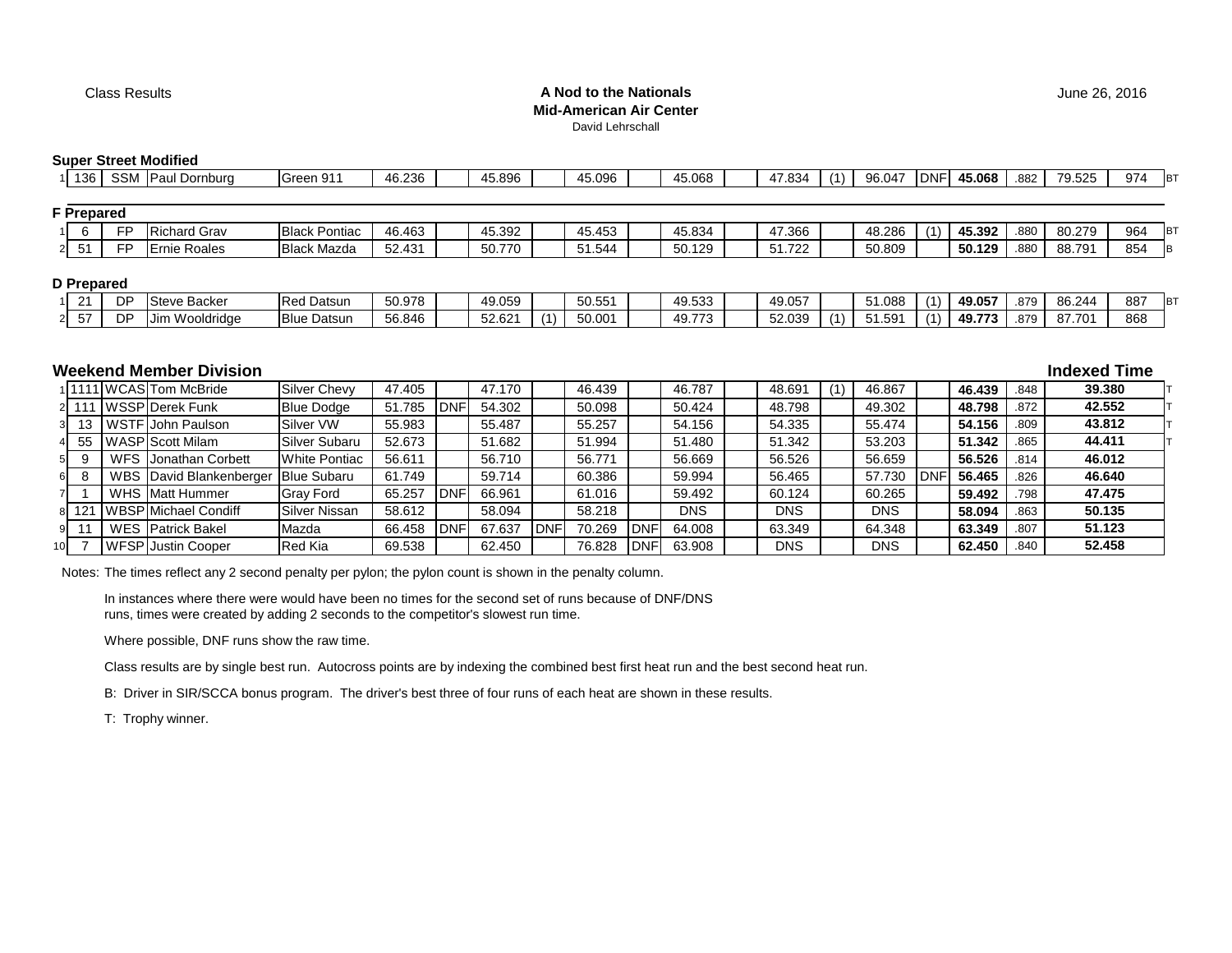Class Results

**A Nod to the Nationals**
**Mid-American Air Center**
David Lehrschall

June 26, 2016

### Super Street Modified

| | | | | | | | | | | | | | | | | | | | | | |
|---|---|---|---|---|---|---|---|---|---|---|---|---|---|---|---|---|---|---|---|---|---|
| 1 | 136 | SSM | Paul Dornburg | Green 911 | 46.236 | | 45.896 | | 45.096 | | 45.068 | | 47.834 | (1) | 96.047 | DNF | **45.068** | .882 | 79.525 | 974 | BT |

### F Prepared

| | | | | | | | | | | | | | | | | | | | | | |
|---|---|---|---|---|---|---|---|---|---|---|---|---|---|---|---|---|---|---|---|---|---|
| 1 | 6 | FP | Richard Grav | Black Pontiac | 46.463 | | 45.392 | | 45.453 | | 45.834 | | 47.366 | | 48.286 | (1) | **45.392** | .880 | 80.279 | 964 | BT |
| 2 | 51 | FP | Ernie Roales | Black Mazda | 52.431 | | 50.770 | | 51.544 | | 50.129 | | 51.722 | | 50.809 | | **50.129** | .880 | 88.791 | 854 | B |

### D Prepared

| | | | | | | | | | | | | | | | | | | | | | |
|---|---|---|---|---|---|---|---|---|---|---|---|---|---|---|---|---|---|---|---|---|---|
| 1 | 21 | DP | Steve Backer | Red Datsun | 50.978 | | 49.059 | | 50.551 | | 49.533 | | 49.057 | | 51.088 | (1) | **49.057** | .879 | 86.244 | 887 | BT |
| 2 | 57 | DP | Jim Wooldridge | Blue Datsun | 56.846 | | 52.621 | (1) | 50.001 | | 49.773 | | 52.039 | (1) | 51.591 | (1) | **49.773** | .879 | 87.701 | 868 | |

### Weekend Member Division

| | | | | | | | | | | | | | | | | | | | Indexed Time | |
|---|---|---|---|---|---|---|---|---|---|---|---|---|---|---|---|---|---|---|---|---|
| 1 | 1111 | WCAS | Tom McBride | Silver Chevy | 47.405 | | 47.170 | | 46.439 | | 46.787 | | 48.691 | (1) | 46.867 | | **46.439** | .848 | **39.380** | T |
| 2 | 111 | WSSP | Derek Funk | Blue Dodge | 51.785 | DNF | 54.302 | | 50.098 | | 50.424 | | 48.798 | | 49.302 | | **48.798** | .872 | **42.552** | T |
| 3 | 13 | WSTF | John Paulson | Silver VW | 55.983 | | 55.487 | | 55.257 | | 54.156 | | 54.335 | | 55.474 | | **54.156** | .809 | **43.812** | T |
| 4 | 55 | WASP | Scott Milam | Silver Subaru | 52.673 | | 51.682 | | 51.994 | | 51.480 | | 51.342 | | 53.203 | | **51.342** | .865 | **44.411** | T |
| 5 | 9 | WFS | Jonathan Corbett | White Pontiac | 56.611 | | 56.710 | | 56.771 | | 56.669 | | 56.526 | | 56.659 | | **56.526** | .814 | **46.012** | |
| 6 | 8 | WBS | David Blankenberger | Blue Subaru | 61.749 | | 59.714 | | 60.386 | | 59.994 | | 56.465 | | 57.730 | DNF | **56.465** | .826 | **46.640** | |
| 7 | 1 | WHS | Matt Hummer | Gray Ford | 65.257 | DNF | 66.961 | | 61.016 | | 59.492 | | 60.124 | | 60.265 | | **59.492** | .798 | **47.475** | |
| 8 | 121 | WBSP | Michael Condiff | Silver Nissan | 58.612 | | 58.094 | | 58.218 | | DNS | | DNS | | DNS | | **58.094** | .863 | **50.135** | |
| 9 | 11 | WES | Patrick Bakel | Mazda | 66.458 | DNF | 67.637 | DNF | 70.269 | DNF | 64.008 | | 63.349 | | 64.348 | | **63.349** | .807 | **51.123** | |
| 10 | 7 | WFSP | Justin Cooper | Red Kia | 69.538 | | 62.450 | | 76.828 | DNF | 63.908 | | DNS | | DNS | | **62.450** | .840 | **52.458** | |

Notes: The times reflect any 2 second penalty per pylon; the pylon count is shown in the penalty column.

In instances where there were would have been no times for the second set of runs because of DNF/DNS runs, times were created by adding 2 seconds to the competitor's slowest run time.

Where possible, DNF runs show the raw time.

Class results are by single best run. Autocross points are by indexing the combined best first heat run and the best second heat run.

B: Driver in SIR/SCCA bonus program. The driver's best three of four runs of each heat are shown in these results.

T: Trophy winner.